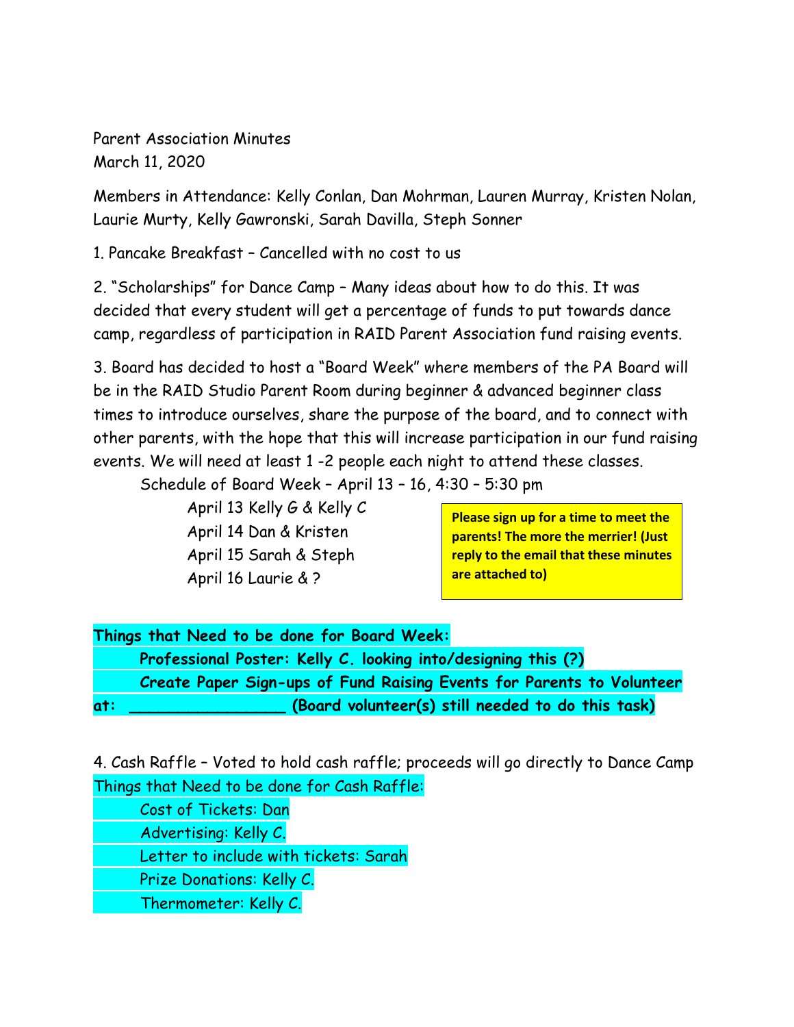Parent Association Minutes
March 11, 2020

Members in Attendance: Kelly Conlan, Dan Mohrman, Lauren Murray, Kristen Nolan, Laurie Murty, Kelly Gawronski, Sarah Davilla, Steph Sonner

1. Pancake Breakfast – Cancelled with no cost to us

2. "Scholarships" for Dance Camp – Many ideas about how to do this. It was decided that every student will get a percentage of funds to put towards dance camp, regardless of participation in RAID Parent Association fund raising events.

3. Board has decided to host a "Board Week" where members of the PA Board will be in the RAID Studio Parent Room during beginner & advanced beginner class times to introduce ourselves, share the purpose of the board, and to connect with other parents, with the hope that this will increase participation in our fund raising events. We will need at least 1 -2 people each night to attend these classes.

Schedule of Board Week – April 13 – 16, 4:30 – 5:30 pm

- April 13 Kelly G & Kelly C
- April 14 Dan & Kristen
- April 15 Sarah & Steph
- April 16 Laurie & ?

**Please sign up for a time to meet the parents! The more the merrier! (Just reply to the email that these minutes are attached to)**

**Things that Need to be done for Board Week:**

**Professional Poster: Kelly C. looking into/designing this (?)**

**Create Paper Sign-ups of Fund Raising Events for Parents to Volunteer at: ________________ (Board volunteer(s) still needed to do this task)**

4. Cash Raffle – Voted to hold cash raffle; proceeds will go directly to Dance Camp

Things that Need to be done for Cash Raffle:

- Cost of Tickets: Dan
- Advertising: Kelly C.
- Letter to include with tickets: Sarah
- Prize Donations: Kelly C.
- Thermometer: Kelly C.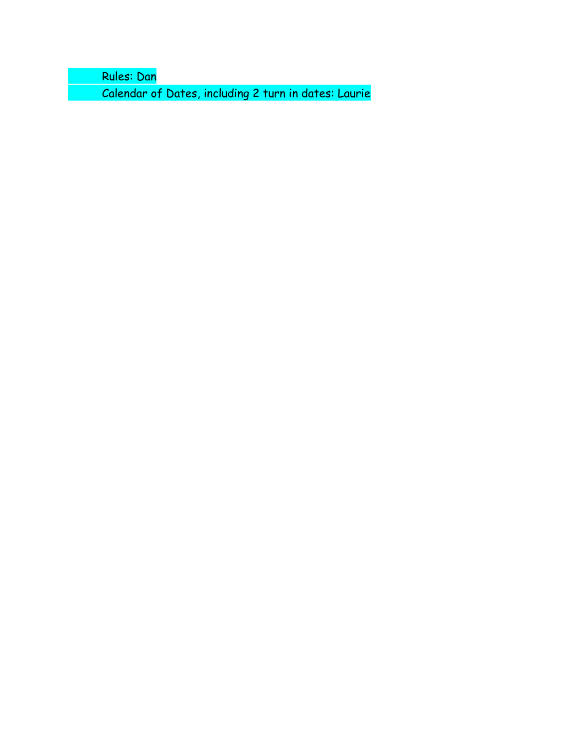Rules: Dan

Calendar of Dates, including 2 turn in dates: Laurie